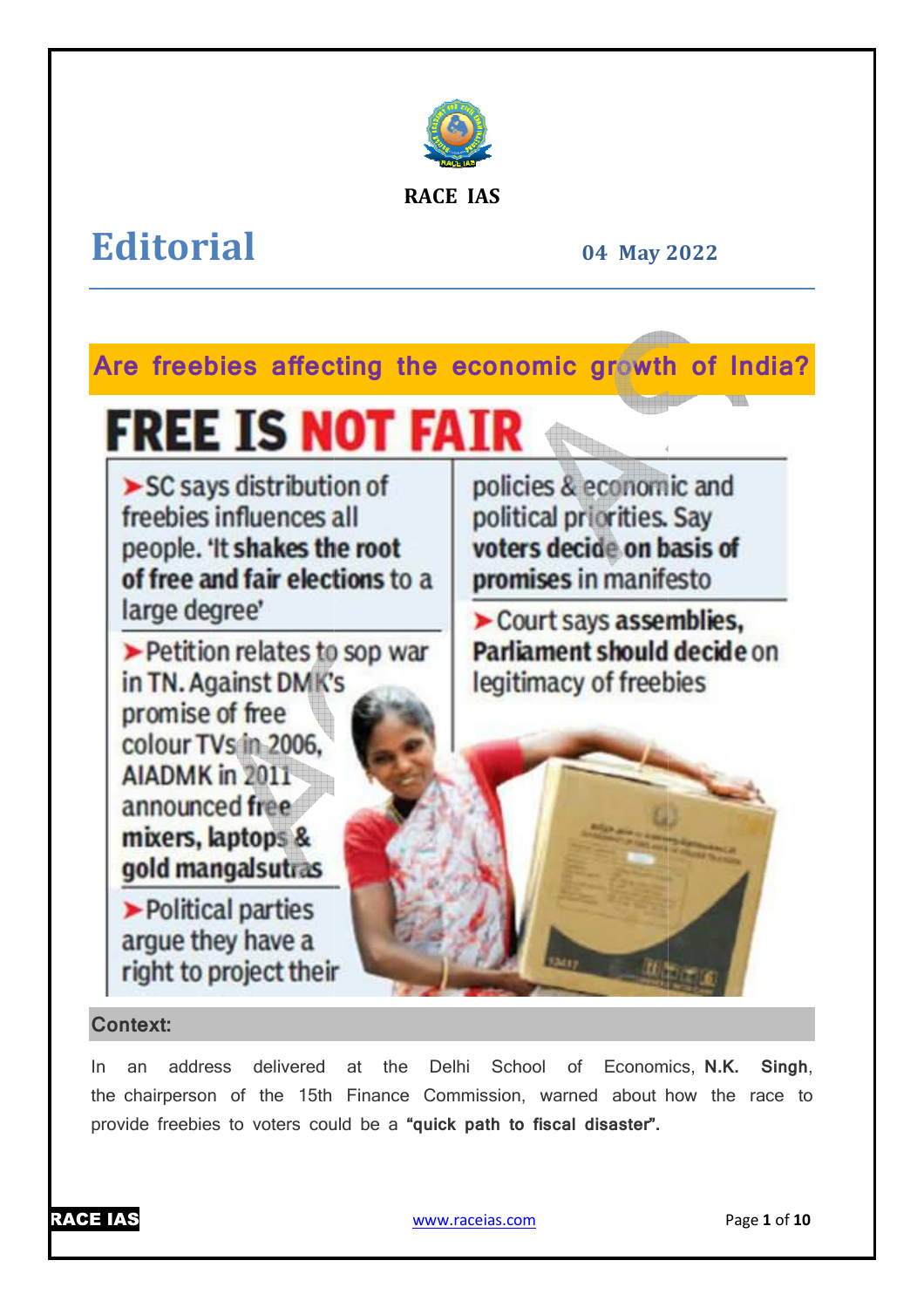RACE IAS

# Editorial

**04 May 2022**

## Are freebies affecting the economic growth of India?

# FREE IS NOT FAIR

- SC says distribution of freebies influences all people. 'It **shakes the root of free and fair elections** to a large degree'
- Petition relates to sop war in TN. Against DMK's promise of free colour TVs in 2006, AIADMK in 2011 announced **free mixers, laptops & gold mangalsutras**
- Political parties argue they have a right to project their policies & economic and political priorities. Say **voters decide on basis of promises** in manifesto
- Court says **assemblies, Parliament should decide** on legitimacy of freebies

### Context:

In an address delivered at the Delhi School of Economics, **N.K. Singh**, the chairperson of the 15th Finance Commission, warned about how the race to provide freebies to voters could be a **"quick path to fiscal disaster".**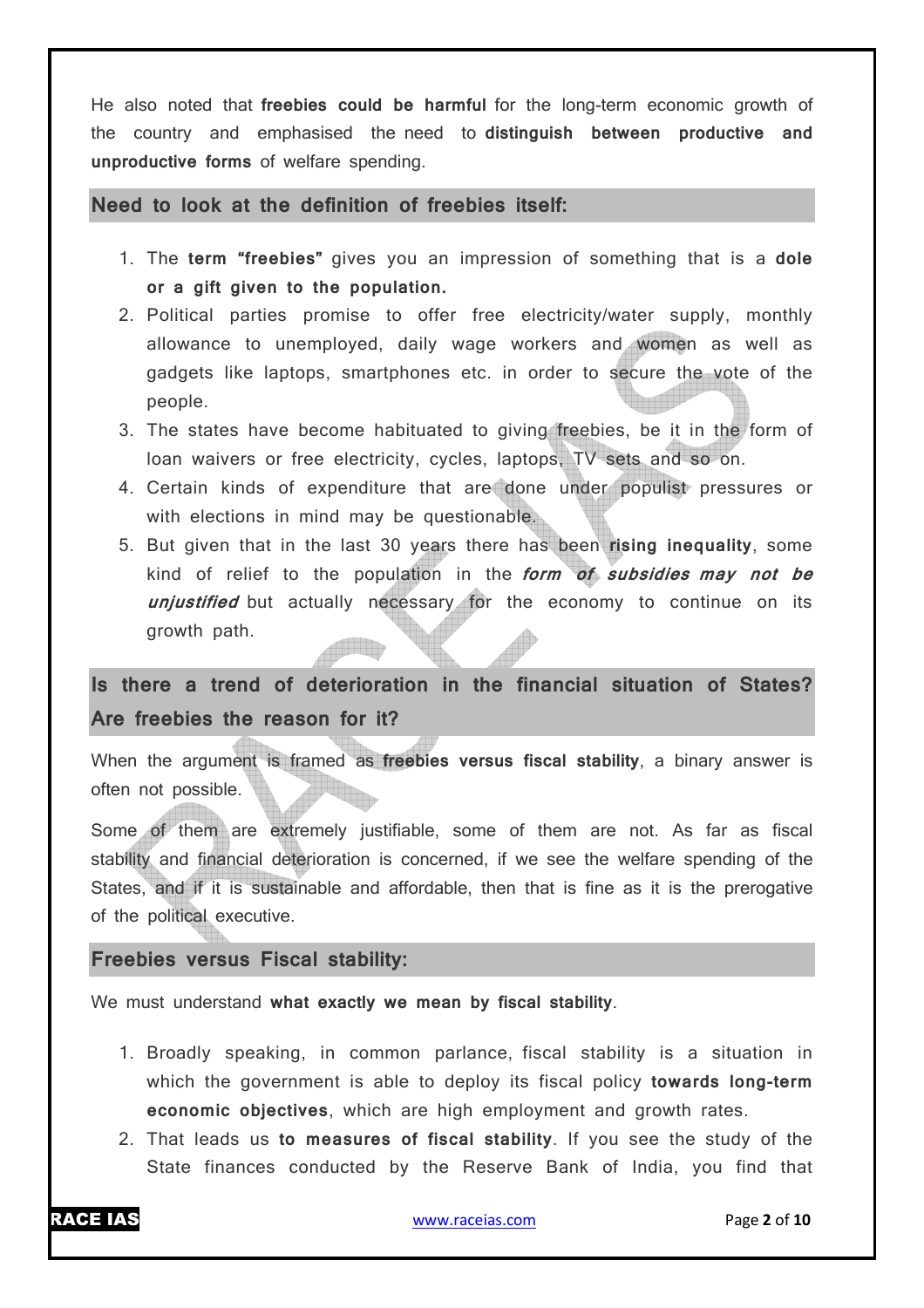He also noted that **freebies could be harmful** for the long-term economic growth of the country and emphasised the need to **distinguish between productive and unproductive forms** of welfare spending.

## Need to look at the definition of freebies itself:

1. The **term "freebies"** gives you an impression of something that is a **dole or a gift given to the population.**
2. Political parties promise to offer free electricity/water supply, monthly allowance to unemployed, daily wage workers and women as well as gadgets like laptops, smartphones etc. in order to secure the vote of the people.
3. The states have become habituated to giving freebies, be it in the form of loan waivers or free electricity, cycles, laptops, TV sets and so on.
4. Certain kinds of expenditure that are done under populist pressures or with elections in mind may be questionable.
5. But given that in the last 30 years there has been **rising inequality**, some kind of relief to the population in the ***form of subsidies may not be unjustified*** but actually necessary for the economy to continue on its growth path.

## Is there a trend of deterioration in the financial situation of States? Are freebies the reason for it?

When the argument is framed as **freebies versus fiscal stability**, a binary answer is often not possible.

Some of them are extremely justifiable, some of them are not. As far as fiscal stability and financial deterioration is concerned, if we see the welfare spending of the States, and if it is sustainable and affordable, then that is fine as it is the prerogative of the political executive.

## Freebies versus Fiscal stability:

We must understand **what exactly we mean by fiscal stability**.

1. Broadly speaking, in common parlance, fiscal stability is a situation in which the government is able to deploy its fiscal policy **towards long-term economic objectives**, which are high employment and growth rates.
2. That leads us **to measures of fiscal stability**. If you see the study of the State finances conducted by the Reserve Bank of India, you find that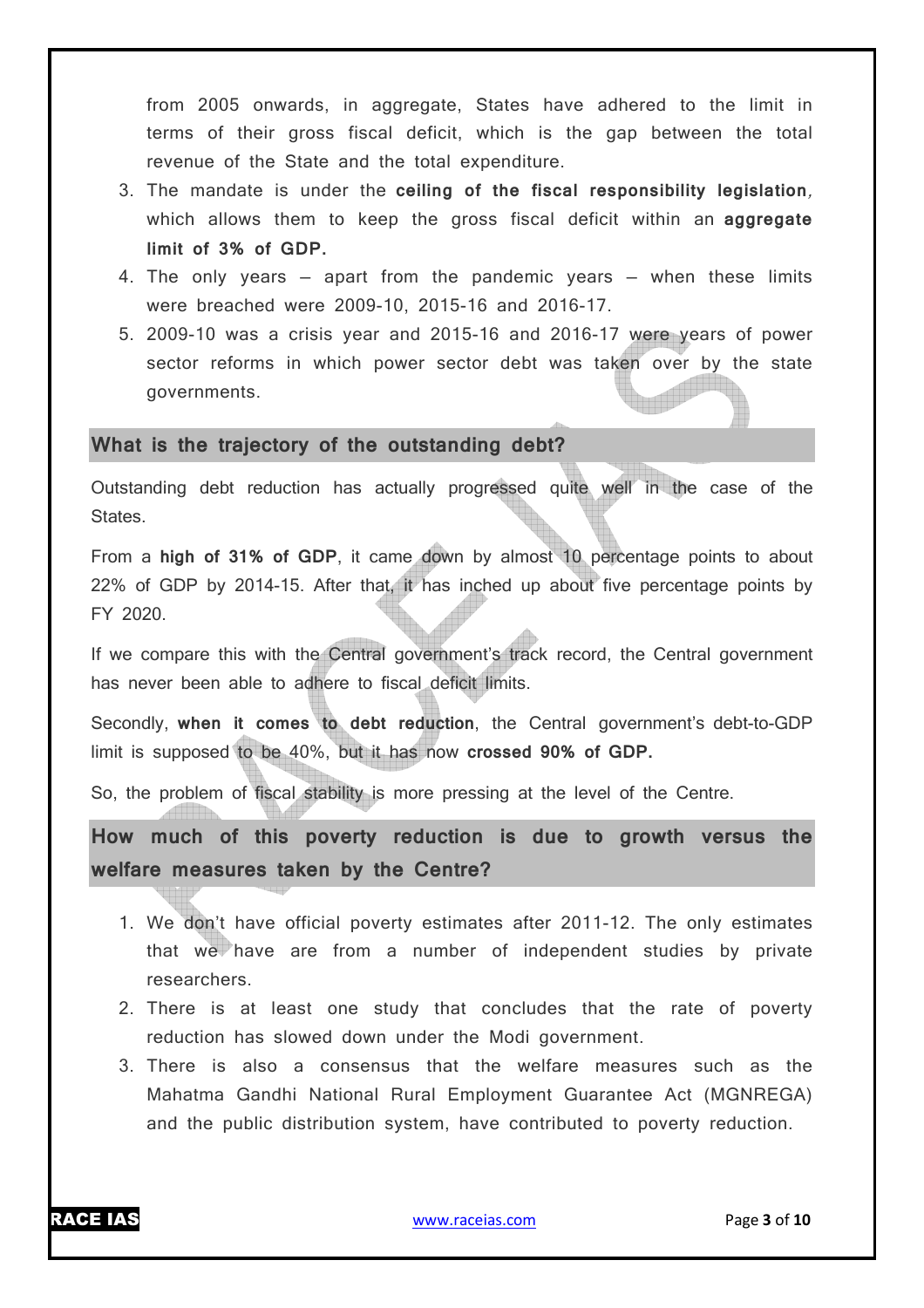from 2005 onwards, in aggregate, States have adhered to the limit in terms of their gross fiscal deficit, which is the gap between the total revenue of the State and the total expenditure.

3. The mandate is under the **ceiling of the fiscal responsibility legislation**, which allows them to keep the gross fiscal deficit within an **aggregate limit of 3% of GDP.**
4. The only years – apart from the pandemic years – when these limits were breached were 2009-10, 2015-16 and 2016-17.
5. 2009-10 was a crisis year and 2015-16 and 2016-17 were years of power sector reforms in which power sector debt was taken over by the state governments.

## What is the trajectory of the outstanding debt?

Outstanding debt reduction has actually progressed quite well in the case of the States.

From a **high of 31% of GDP**, it came down by almost 10 percentage points to about 22% of GDP by 2014-15. After that, it has inched up about five percentage points by FY 2020.

If we compare this with the Central government's track record, the Central government has never been able to adhere to fiscal deficit limits.

Secondly, **when it comes to debt reduction**, the Central government's debt-to-GDP limit is supposed to be 40%, but it has now **crossed 90% of GDP.**

So, the problem of fiscal stability is more pressing at the level of the Centre.

## How much of this poverty reduction is due to growth versus the welfare measures taken by the Centre?

1. We don't have official poverty estimates after 2011-12. The only estimates that we have are from a number of independent studies by private researchers.
2. There is at least one study that concludes that the rate of poverty reduction has slowed down under the Modi government.
3. There is also a consensus that the welfare measures such as the Mahatma Gandhi National Rural Employment Guarantee Act (MGNREGA) and the public distribution system, have contributed to poverty reduction.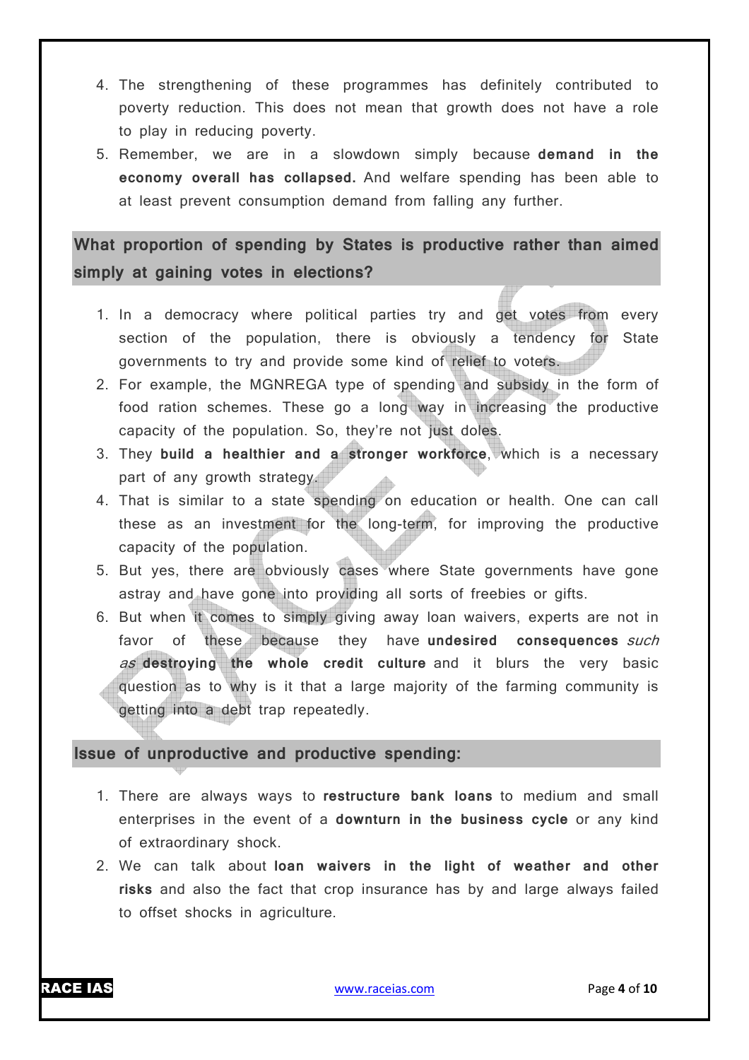4. The strengthening of these programmes has definitely contributed to poverty reduction. This does not mean that growth does not have a role to play in reducing poverty.
5. Remember, we are in a slowdown simply because **demand in the economy overall has collapsed.** And welfare spending has been able to at least prevent consumption demand from falling any further.

## What proportion of spending by States is productive rather than aimed simply at gaining votes in elections?

1. In a democracy where political parties try and get votes from every section of the population, there is obviously a tendency for State governments to try and provide some kind of relief to voters.
2. For example, the MGNREGA type of spending and subsidy in the form of food ration schemes. These go a long way in increasing the productive capacity of the population. So, they're not just doles.
3. They **build a healthier and a stronger workforce**, which is a necessary part of any growth strategy.
4. That is similar to a state spending on education or health. One can call these as an investment for the long-term, for improving the productive capacity of the population.
5. But yes, there are obviously cases where State governments have gone astray and have gone into providing all sorts of freebies or gifts.
6. But when it comes to simply giving away loan waivers, experts are not in favor of these because they have **undesired consequences** *such as* **destroying the whole credit culture** and it blurs the very basic question as to why is it that a large majority of the farming community is getting into a debt trap repeatedly.

## Issue of unproductive and productive spending:

1. There are always ways to **restructure bank loans** to medium and small enterprises in the event of a **downturn in the business cycle** or any kind of extraordinary shock.
2. We can talk about **loan waivers in the light of weather and other risks** and also the fact that crop insurance has by and large always failed to offset shocks in agriculture.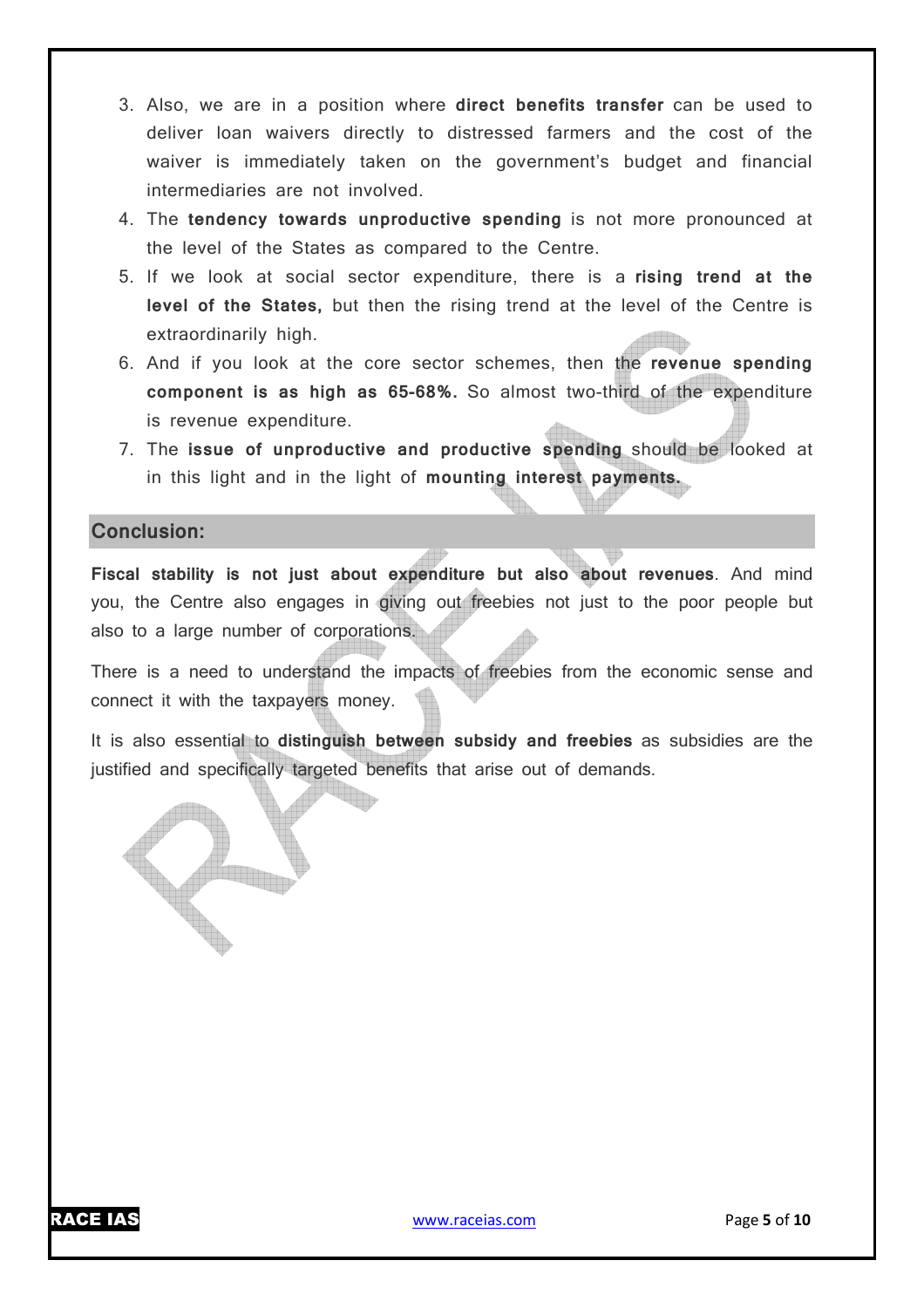3. Also, we are in a position where **direct benefits transfer** can be used to deliver loan waivers directly to distressed farmers and the cost of the waiver is immediately taken on the government's budget and financial intermediaries are not involved.
4. The **tendency towards unproductive spending** is not more pronounced at the level of the States as compared to the Centre.
5. If we look at social sector expenditure, there is a **rising trend at the level of the States,** but then the rising trend at the level of the Centre is extraordinarily high.
6. And if you look at the core sector schemes, then the **revenue spending component is as high as 65-68%.** So almost two-third of the expenditure is revenue expenditure.
7. The **issue of unproductive and productive spending** should be looked at in this light and in the light of **mounting interest payments.**

## Conclusion:

**Fiscal stability is not just about expenditure but also about revenues**. And mind you, the Centre also engages in giving out freebies not just to the poor people but also to a large number of corporations.

There is a need to understand the impacts of freebies from the economic sense and connect it with the taxpayers money.

It is also essential to **distinguish between subsidy and freebies** as subsidies are the justified and specifically targeted benefits that arise out of demands.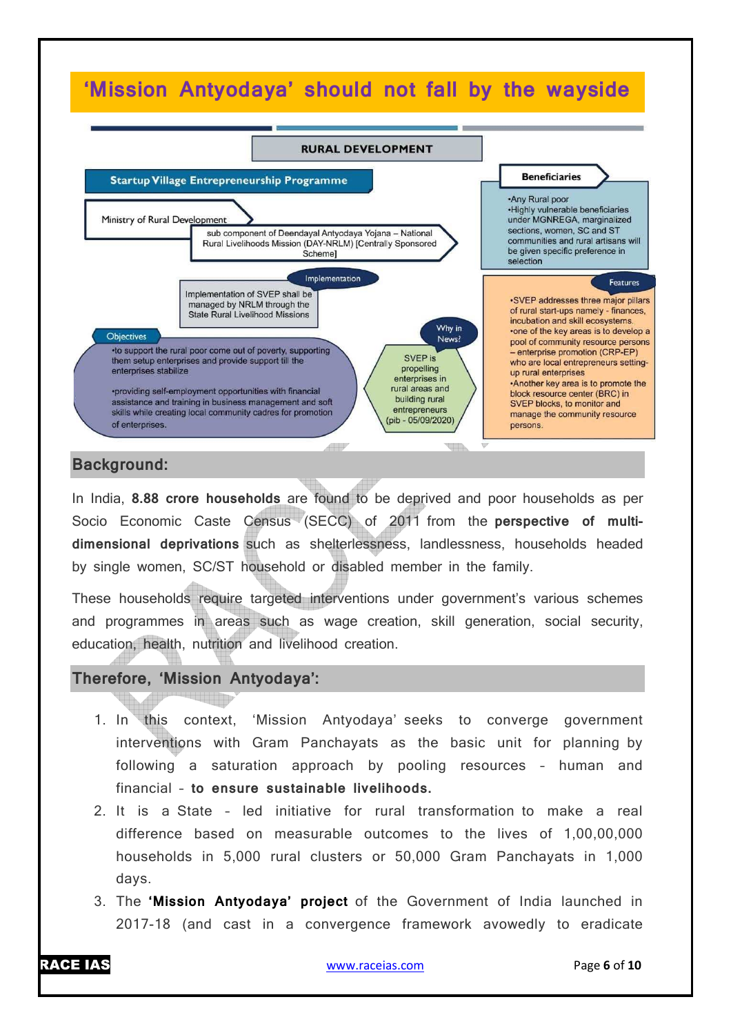# 'Mission Antyodaya' should not fall by the wayside

RURAL DEVELOPMENT

**Startup Village Entrepreneurship Programme**

Ministry of Rural Development

sub component of Deendayal Antyodaya Yojana – National Rural Livelihoods Mission (DAY-NRLM) [Centrally Sponsored Scheme]

**Beneficiaries**

- Any Rural poor
- Highly vulnerable beneficiaries under MGNREGA, marginalized sections, women, SC and ST communities and rural artisans will be given specific preference in selection

**Implementation**

Implementation of SVEP shall be managed by NRLM through the State Rural Livelihood Missions

**Objectives**

- to support the rural poor come out of poverty, supporting them setup enterprises and provide support till the enterprises stabilize
- providing self-employment opportunities with financial assistance and training in business management and soft skills while creating local community cadres for promotion of enterprises.

**Why in News?**

SVEP is propelling enterprises in rural areas and building rural entrepreneurs (pib - 05/09/2020)

**Features**

- SVEP addresses three major pillars of rural start-ups namely - finances, incubation and skill ecosystems.
- one of the key areas is to develop a pool of community resource persons – enterprise promotion (CRP-EP) who are local entrepreneurs setting-up rural enterprises
- Another key area is to promote the block resource center (BRC) in SVEP blocks, to monitor and manage the community resource persons.

## Background:

In India, **8.88 crore households** are found to be deprived and poor households as per Socio Economic Caste Census (SECC) of 2011 from the **perspective of multi-dimensional deprivations** such as shelterlessness, landlessness, households headed by single women, SC/ST household or disabled member in the family.

These households require targeted interventions under government's various schemes and programmes in areas such as wage creation, skill generation, social security, education, health, nutrition and livelihood creation.

## Therefore, 'Mission Antyodaya':

1. In this context, 'Mission Antyodaya' seeks to converge government interventions with Gram Panchayats as the basic unit for planning by following a saturation approach by pooling resources – human and financial – **to ensure sustainable livelihoods.**
2. It is a State – led initiative for rural transformation to make a real difference based on measurable outcomes to the lives of 1,00,00,000 households in 5,000 rural clusters or 50,000 Gram Panchayats in 1,000 days.
3. The **'Mission Antyodaya' project** of the Government of India launched in 2017-18 (and cast in a convergence framework avowedly to eradicate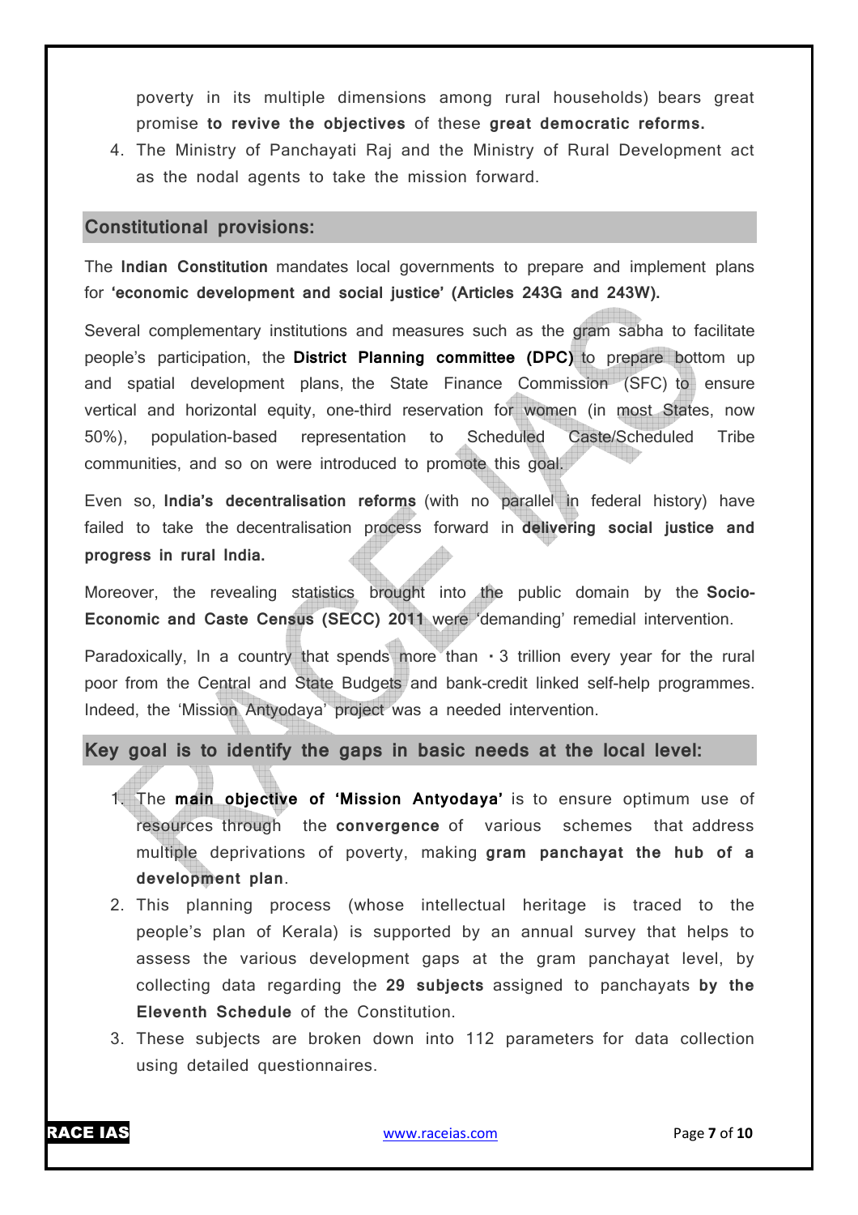poverty in its multiple dimensions among rural households) bears great promise **to revive the objectives** of these **great democratic reforms.**

4. The Ministry of Panchayati Raj and the Ministry of Rural Development act as the nodal agents to take the mission forward.

## Constitutional provisions:

The **Indian Constitution** mandates local governments to prepare and implement plans for **'economic development and social justice' (Articles 243G and 243W).**

Several complementary institutions and measures such as the gram sabha to facilitate people's participation, the **District Planning committee (DPC)** to prepare bottom up and spatial development plans, the State Finance Commission (SFC) to ensure vertical and horizontal equity, one-third reservation for women (in most States, now 50%), population-based representation to Scheduled Caste/Scheduled Tribe communities, and so on were introduced to promote this goal.

Even so, **India's decentralisation reforms** (with no parallel in federal history) have failed to take the decentralisation process forward in **delivering social justice and progress in rural India.**

Moreover, the revealing statistics brought into the public domain by the **Socio-Economic and Caste Census (SECC) 2011** were 'demanding' remedial intervention.

Paradoxically, In a country that spends more than ・3 trillion every year for the rural poor from the Central and State Budgets and bank-credit linked self-help programmes. Indeed, the 'Mission Antyodaya' project was a needed intervention.

## Key goal is to identify the gaps in basic needs at the local level:

1. The **main objective of 'Mission Antyodaya'** is to ensure optimum use of resources through the **convergence** of various schemes that address multiple deprivations of poverty, making **gram panchayat the hub of a development plan**.
2. This planning process (whose intellectual heritage is traced to the people's plan of Kerala) is supported by an annual survey that helps to assess the various development gaps at the gram panchayat level, by collecting data regarding the **29 subjects** assigned to panchayats **by the Eleventh Schedule** of the Constitution.
3. These subjects are broken down into 112 parameters for data collection using detailed questionnaires.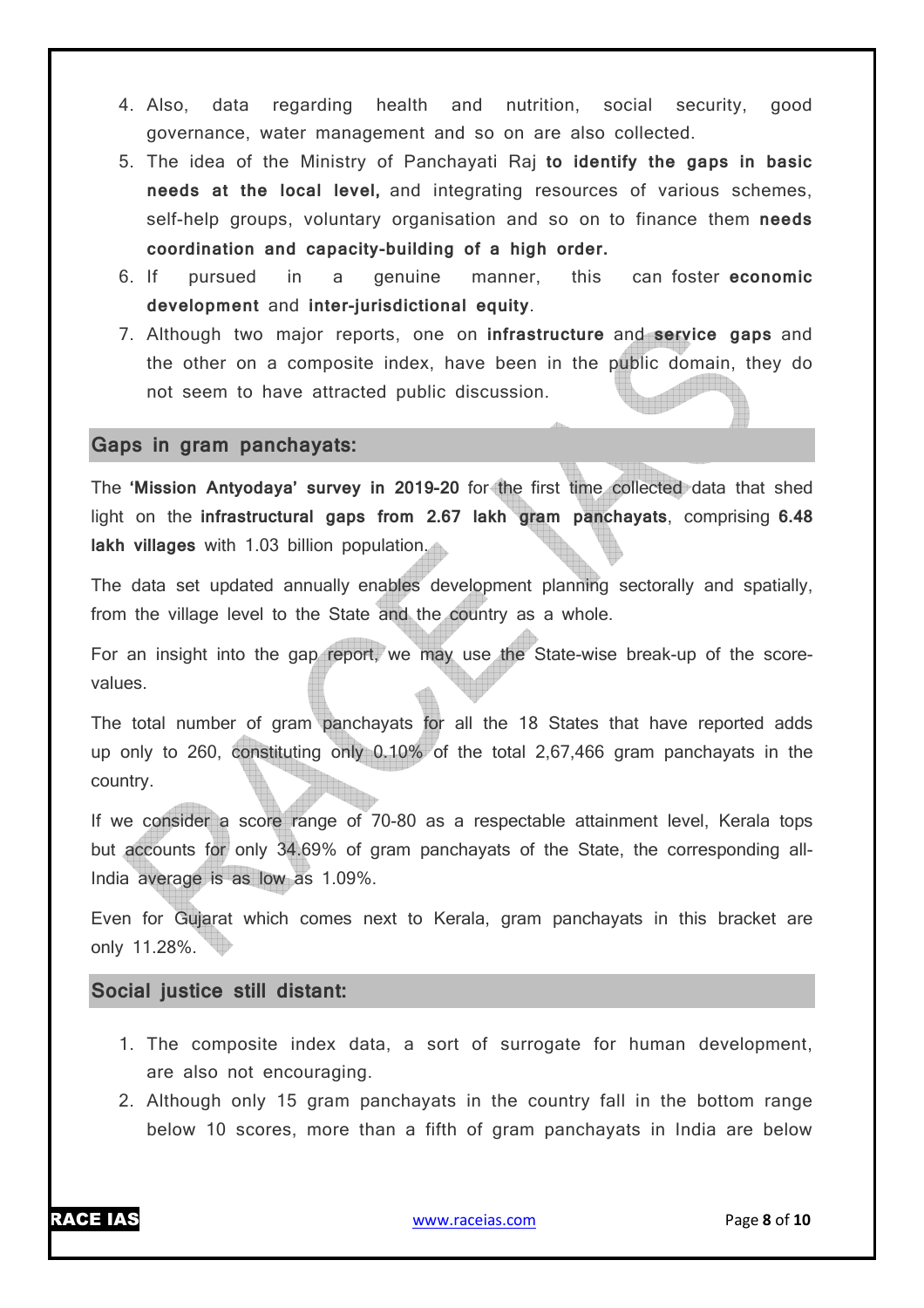4. Also, data regarding health and nutrition, social security, good governance, water management and so on are also collected.
5. The idea of the Ministry of Panchayati Raj **to identify the gaps in basic needs at the local level,** and integrating resources of various schemes, self-help groups, voluntary organisation and so on to finance them **needs coordination and capacity-building of a high order.**
6. If pursued in a genuine manner, this can foster **economic development** and **inter-jurisdictional equity**.
7. Although two major reports, one on **infrastructure** and **service gaps** and the other on a composite index, have been in the public domain, they do not seem to have attracted public discussion.

## Gaps in gram panchayats:

The **'Mission Antyodaya' survey in 2019-20** for the first time collected data that shed light on the **infrastructural gaps from 2.67 lakh gram panchayats**, comprising **6.48 lakh villages** with 1.03 billion population.

The data set updated annually enables development planning sectorally and spatially, from the village level to the State and the country as a whole.

For an insight into the gap report, we may use the State-wise break-up of the score-values.

The total number of gram panchayats for all the 18 States that have reported adds up only to 260, constituting only 0.10% of the total 2,67,466 gram panchayats in the country.

If we consider a score range of 70-80 as a respectable attainment level, Kerala tops but accounts for only 34.69% of gram panchayats of the State, the corresponding all-India average is as low as 1.09%.

Even for Gujarat which comes next to Kerala, gram panchayats in this bracket are only 11.28%.

## Social justice still distant:

1. The composite index data, a sort of surrogate for human development, are also not encouraging.
2. Although only 15 gram panchayats in the country fall in the bottom range below 10 scores, more than a fifth of gram panchayats in India are below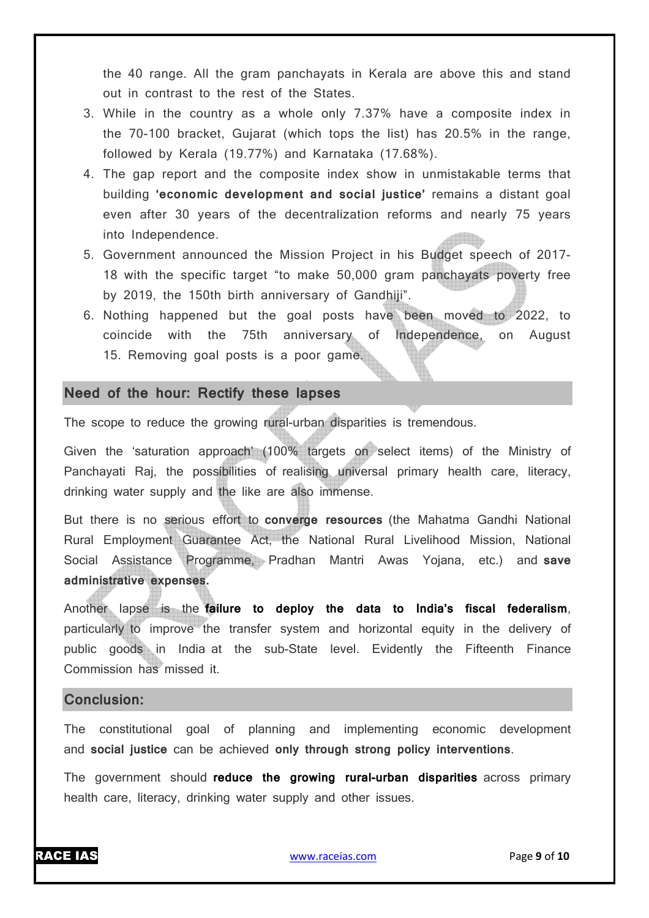the 40 range. All the gram panchayats in Kerala are above this and stand out in contrast to the rest of the States.

3. While in the country as a whole only 7.37% have a composite index in the 70-100 bracket, Gujarat (which tops the list) has 20.5% in the range, followed by Kerala (19.77%) and Karnataka (17.68%).
4. The gap report and the composite index show in unmistakable terms that building **'economic development and social justice'** remains a distant goal even after 30 years of the decentralization reforms and nearly 75 years into Independence.
5. Government announced the Mission Project in his Budget speech of 2017-18 with the specific target "to make 50,000 gram panchayats poverty free by 2019, the 150th birth anniversary of Gandhiji".
6. Nothing happened but the goal posts have been moved to 2022, to coincide with the 75th anniversary of Independence, on August 15. Removing goal posts is a poor game.

## Need of the hour: Rectify these lapses

The scope to reduce the growing rural-urban disparities is tremendous.

Given the 'saturation approach' (100% targets on select items) of the Ministry of Panchayati Raj, the possibilities of realising universal primary health care, literacy, drinking water supply and the like are also immense.

But there is no serious effort to **converge resources** (the Mahatma Gandhi National Rural Employment Guarantee Act, the National Rural Livelihood Mission, National Social Assistance Programme, Pradhan Mantri Awas Yojana, etc.) and **save administrative expenses.**

Another lapse is the **failure to deploy the data to India's fiscal federalism**, particularly to improve the transfer system and horizontal equity in the delivery of public goods in India at the sub-State level. Evidently the Fifteenth Finance Commission has missed it.

## Conclusion:

The constitutional goal of planning and implementing economic development and **social justice** can be achieved **only through strong policy interventions**.

The government should **reduce the growing rural-urban disparities** across primary health care, literacy, drinking water supply and other issues.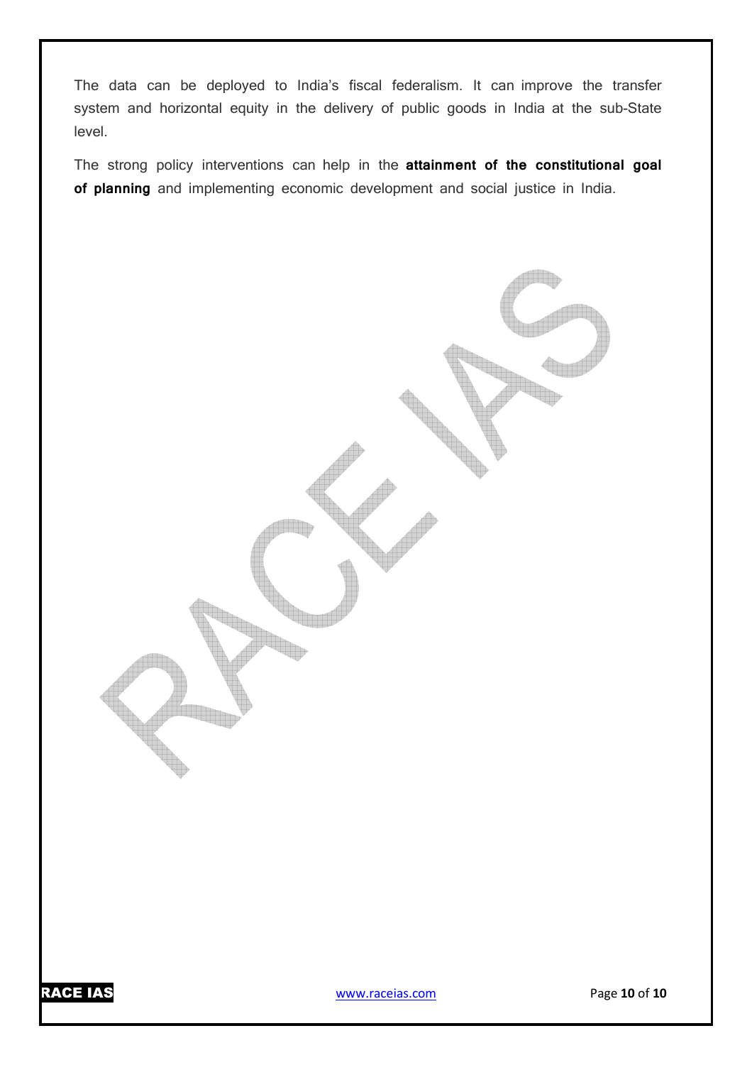The data can be deployed to India's fiscal federalism. It can improve the transfer system and horizontal equity in the delivery of public goods in India at the sub-State level.

The strong policy interventions can help in the **attainment of the constitutional goal of planning** and implementing economic development and social justice in India.